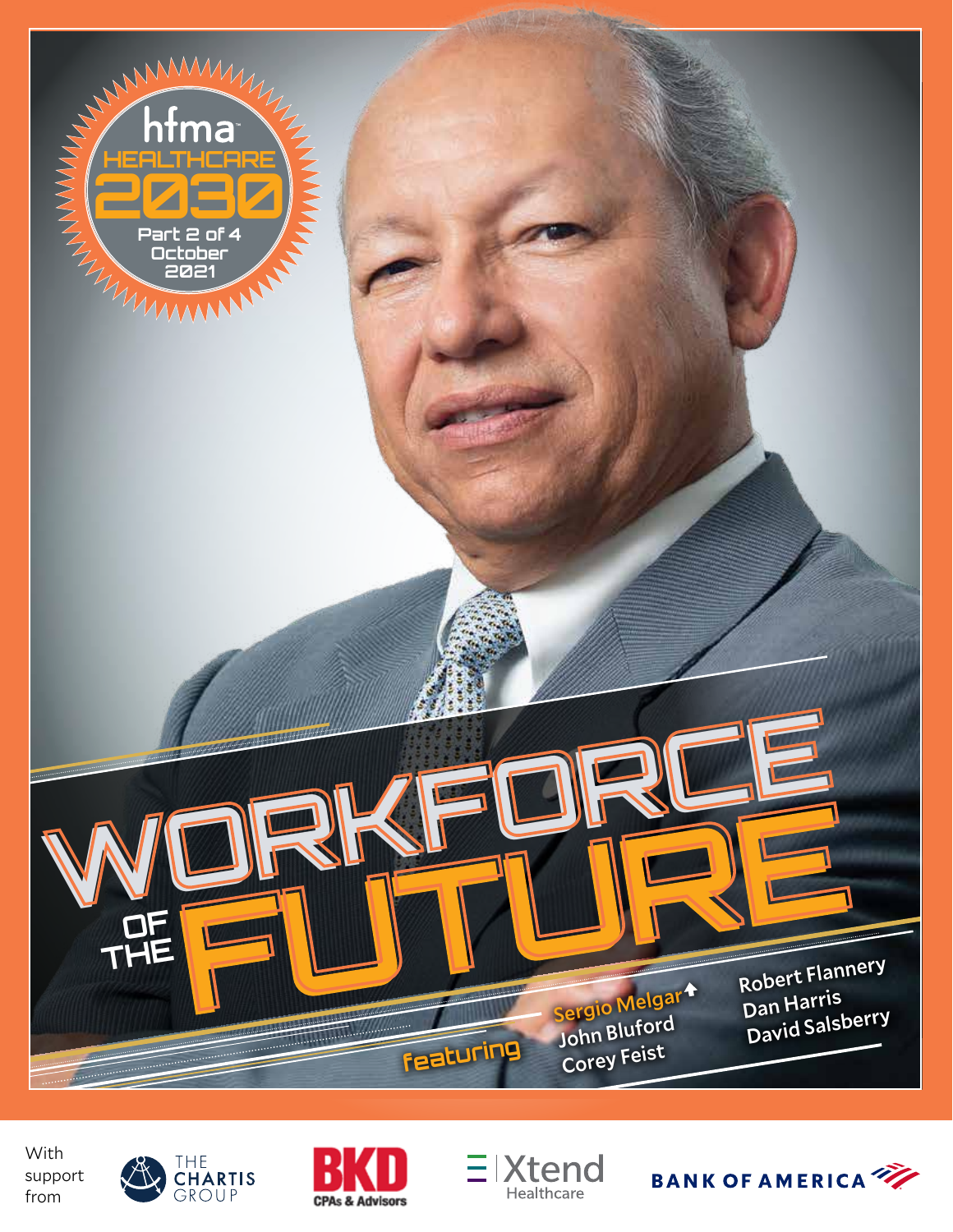hfma™

HEALTHCARE 2030

Part 2 of 4
October 2021

# WORKFORCE OF THE FUTURE

featuring

Sergio Melgar
John Bluford
Corey Feist
Robert Flannery
Dan Harris
David Salsberry

With support from

THE CHARTIS GROUP

BKD CPAs & Advisors

Xtend Healthcare

BANK OF AMERICA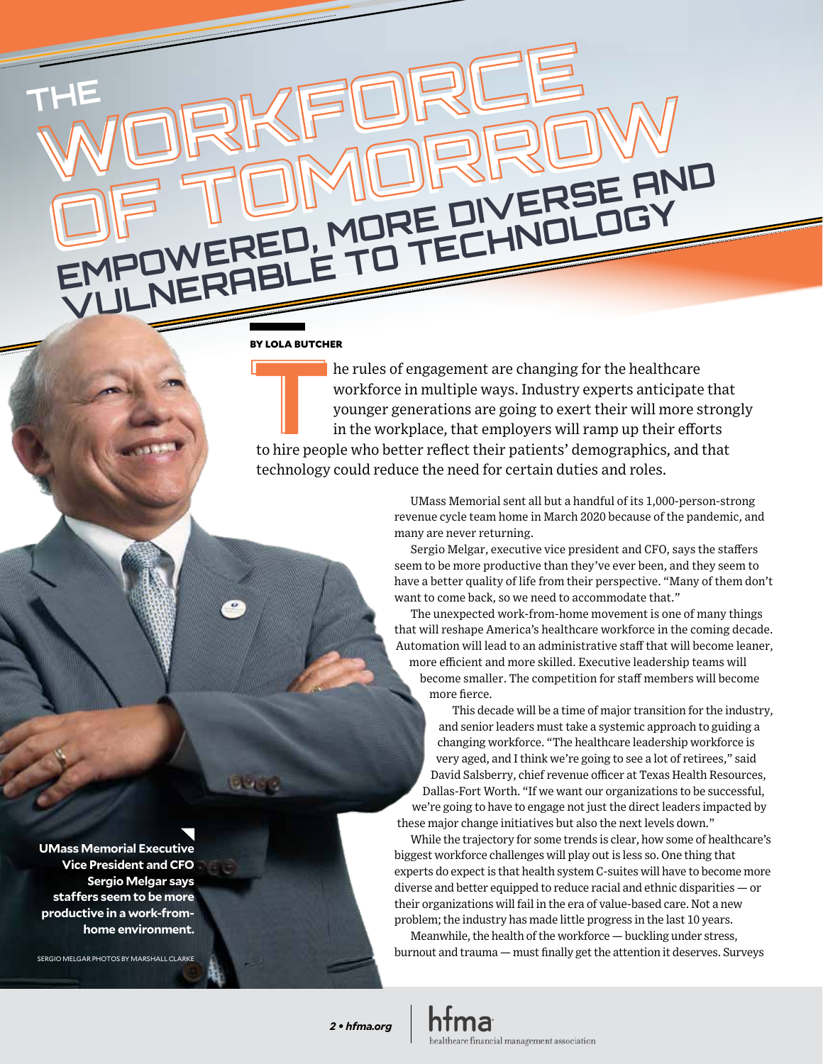# THE WORKFORCE OF TOMORROW

## EMPOWERED, MORE DIVERSE AND VULNERABLE TO TECHNOLOGY

**BY LOLA BUTCHER**

The rules of engagement are changing for the healthcare workforce in multiple ways. Industry experts anticipate that younger generations are going to exert their will more strongly in the workplace, that employers will ramp up their efforts to hire people who better reflect their patients' demographics, and that technology could reduce the need for certain duties and roles.

UMass Memorial sent all but a handful of its 1,000-person-strong revenue cycle team home in March 2020 because of the pandemic, and many are never returning.

Sergio Melgar, executive vice president and CFO, says the staffers seem to be more productive than they've ever been, and they seem to have a better quality of life from their perspective. "Many of them don't want to come back, so we need to accommodate that."

The unexpected work-from-home movement is one of many things that will reshape America's healthcare workforce in the coming decade. Automation will lead to an administrative staff that will become leaner, more efficient and more skilled. Executive leadership teams will become smaller. The competition for staff members will become more fierce.

This decade will be a time of major transition for the industry, and senior leaders must take a systemic approach to guiding a changing workforce. "The healthcare leadership workforce is very aged, and I think we're going to see a lot of retirees," said David Salsberry, chief revenue officer at Texas Health Resources, Dallas-Fort Worth. "If we want our organizations to be successful, we're going to have to engage not just the direct leaders impacted by these major change initiatives but also the next levels down."

While the trajectory for some trends is clear, how some of healthcare's biggest workforce challenges will play out is less so. One thing that experts do expect is that health system C-suites will have to become more diverse and better equipped to reduce racial and ethnic disparities — or their organizations will fail in the era of value-based care. Not a new problem; the industry has made little progress in the last 10 years.

Meanwhile, the health of the workforce — buckling under stress, burnout and trauma — must finally get the attention it deserves. Surveys

**UMass Memorial Executive Vice President and CFO Sergio Melgar says staffers seem to be more productive in a work-from-home environment.**

SERGIO MELGAR PHOTOS BY MARSHALL CLARKE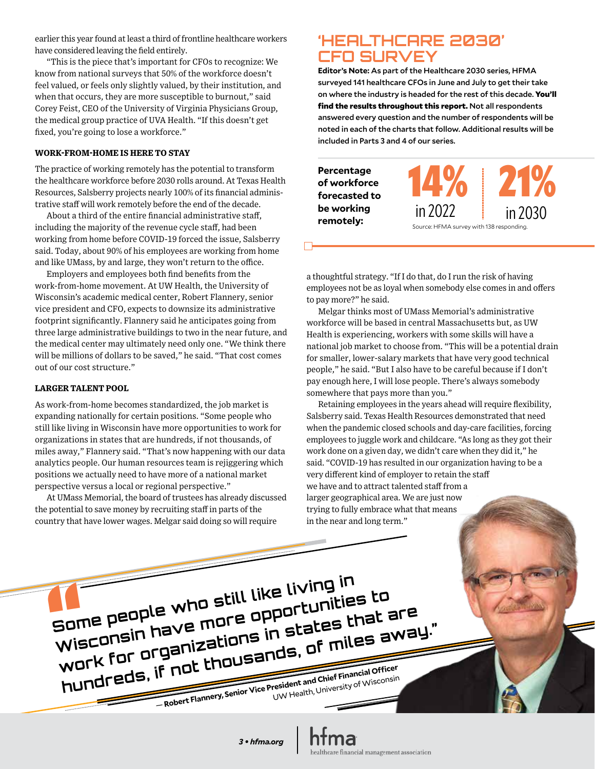earlier this year found at least a third of frontline healthcare workers have considered leaving the field entirely.

"This is the piece that's important for CFOs to recognize: We know from national surveys that 50% of the workforce doesn't feel valued, or feels only slightly valued, by their institution, and when that occurs, they are more susceptible to burnout," said Corey Feist, CEO of the University of Virginia Physicians Group, the medical group practice of UVA Health. "If this doesn't get fixed, you're going to lose a workforce."

### WORK-FROM-HOME IS HERE TO STAY

The practice of working remotely has the potential to transform the healthcare workforce before 2030 rolls around. At Texas Health Resources, Salsberry projects nearly 100% of its financial administrative staff will work remotely before the end of the decade.

About a third of the entire financial administrative staff, including the majority of the revenue cycle staff, had been working from home before COVID-19 forced the issue, Salsberry said. Today, about 90% of his employees are working from home and like UMass, by and large, they won't return to the office.

Employers and employees both find benefits from the work-from-home movement. At UW Health, the University of Wisconsin's academic medical center, Robert Flannery, senior vice president and CFO, expects to downsize its administrative footprint significantly. Flannery said he anticipates going from three large administrative buildings to two in the near future, and the medical center may ultimately need only one. "We think there will be millions of dollars to be saved," he said. "That cost comes out of our cost structure."

### LARGER TALENT POOL

As work-from-home becomes standardized, the job market is expanding nationally for certain positions. "Some people who still like living in Wisconsin have more opportunities to work for organizations in states that are hundreds, if not thousands, of miles away," Flannery said. "That's now happening with our data analytics people. Our human resources team is rejiggering which positions we actually need to have more of a national market perspective versus a local or regional perspective."

At UMass Memorial, the board of trustees has already discussed the potential to save money by recruiting staff in parts of the country that have lower wages. Melgar said doing so will require a thoughtful strategy. "If I do that, do I run the risk of having employees not be as loyal when somebody else comes in and offers to pay more?" he said.

Melgar thinks most of UMass Memorial's administrative workforce will be based in central Massachusetts but, as UW Health is experiencing, workers with some skills will have a national job market to choose from. "This will be a potential drain for smaller, lower-salary markets that have very good technical people," he said. "But I also have to be careful because if I don't pay enough here, I will lose people. There's always somebody somewhere that pays more than you."

Retaining employees in the years ahead will require flexibility, Salsberry said. Texas Health Resources demonstrated that need when the pandemic closed schools and day-care facilities, forcing employees to juggle work and childcare. "As long as they got their work done on a given day, we didn't care when they did it," he said. "COVID-19 has resulted in our organization having to be a very different kind of employer to retain the staff we have and to attract talented staff from a larger geographical area. We are just now trying to fully embrace what that means in the near and long term."

## 'HEALTHCARE 2030' CFO SURVEY

**Editor's Note: As part of the Healthcare 2030 series, HFMA surveyed 141 healthcare CFOs in June and July to get their take on where the industry is headed for the rest of this decade. You'll find the results throughout this report. Not all respondents answered every question and the number of respondents will be noted in each of the charts that follow. Additional results will be included in Parts 3 and 4 of our series.**

**Percentage of workforce forecasted to be working remotely:**

14% in 2022

21% in 2030

Source: HFMA survey with 138 responding.

> "Some people who still like living in Wisconsin have more opportunities to work for organizations in states that are hundreds, if not thousands, of miles away."
>
> — **Robert Flannery, Senior Vice President and Chief Financial Officer**, UW Health, University of Wisconsin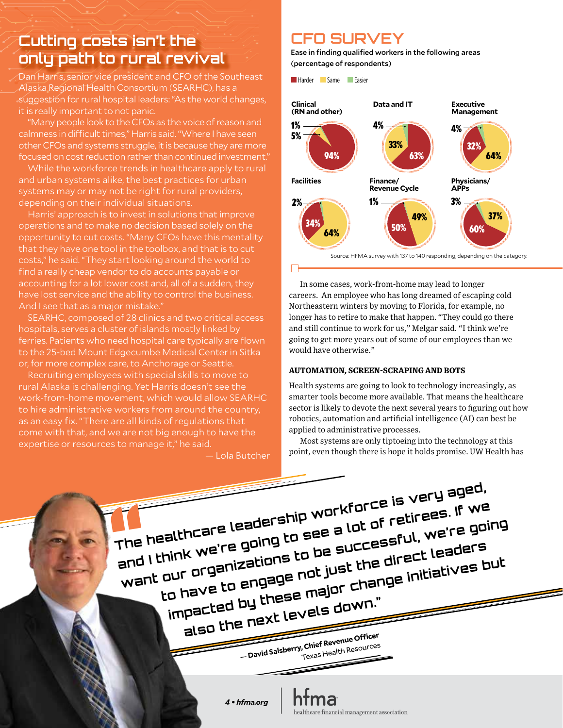## Cutting costs isn't the only path to rural revival

Dan Harris, senior vice president and CFO of the Southeast Alaska Regional Health Consortium (SEARHC), has a suggestion for rural hospital leaders: "As the world changes, it is really important to not panic.

"Many people look to the CFOs as the voice of reason and calmness in difficult times," Harris said. "Where I have seen other CFOs and systems struggle, it is because they are more focused on cost reduction rather than continued investment."

While the workforce trends in healthcare apply to rural and urban systems alike, the best practices for urban systems may or may not be right for rural providers, depending on their individual situations.

Harris' approach is to invest in solutions that improve operations and to make no decision based solely on the opportunity to cut costs. "Many CFOs have this mentality that they have one tool in the toolbox, and that is to cut costs," he said. "They start looking around the world to find a really cheap vendor to do accounts payable or accounting for a lot lower cost and, all of a sudden, they have lost service and the ability to control the business. And I see that as a major mistake."

SEARHC, composed of 28 clinics and two critical access hospitals, serves a cluster of islands mostly linked by ferries. Patients who need hospital care typically are flown to the 25-bed Mount Edgecumbe Medical Center in Sitka or, for more complex care, to Anchorage or Seattle.

Recruiting employees with special skills to move to rural Alaska is challenging. Yet Harris doesn't see the work-from-home movement, which would allow SEARHC to hire administrative workers from around the country, as an easy fix. "There are all kinds of regulations that come with that, and we are not big enough to have the expertise or resources to manage it," he said.

— Lola Butcher

## CFO SURVEY

Ease in finding qualified workers in the following areas (percentage of respondents)

Harder | Same | Easier

Clinical (RN and other): 1%, 5%, 94%

Data and IT: 4%, 33%, 63%

Executive Management: 4%, 32%, 64%

Facilities: 2%, 34%, 64%

Finance/Revenue Cycle: 1%, 49%, 50%

Physicians/APPs: 3%, 37%, 60%

Source: HFMA survey with 137 to 140 responding, depending on the category.

In some cases, work-from-home may lead to longer careers. An employee who has long dreamed of escaping cold Northeastern winters by moving to Florida, for example, no longer has to retire to make that happen. "They could go there and still continue to work for us," Melgar said. "I think we're going to get more years out of some of our employees than we would have otherwise."

### AUTOMATION, SCREEN-SCRAPING AND BOTS

Health systems are going to look to technology increasingly, as smarter tools become more available. That means the healthcare sector is likely to devote the next several years to figuring out how robotics, automation and artificial intelligence (AI) can best be applied to administrative processes.

Most systems are only tiptoeing into the technology at this point, even though there is hope it holds promise. UW Health has

> "The healthcare leadership workforce is very aged, and I think we're going to see a lot of retirees. If we want our organizations to be successful, we're going to have to engage not just the direct leaders impacted by these major change initiatives but also the next levels down."
>
> — David Salsberry, Chief Revenue Officer, Texas Health Resources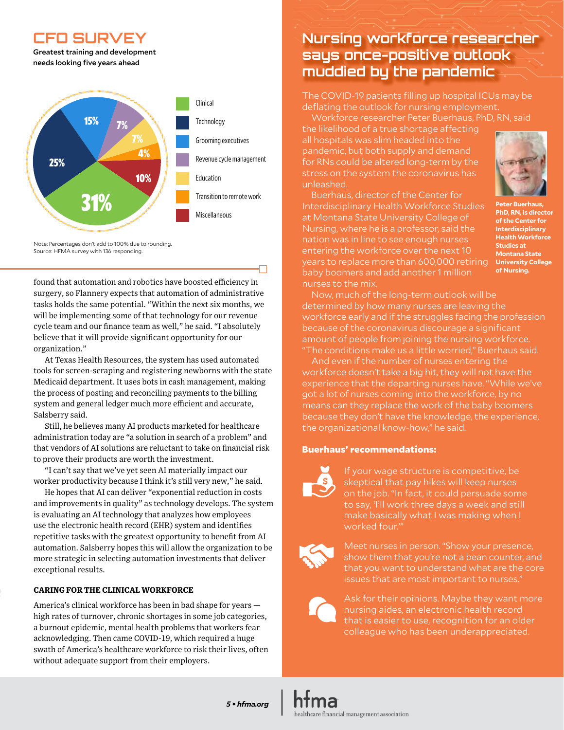## CFO SURVEY

Greatest training and development needs looking five years ahead

31%
25%
15%
7%
7%
4%
10%

Clinical
Technology
Grooming executives
Revenue cycle management
Education
Transition to remote work
Miscellaneous

Note: Percentages don't add to 100% due to rounding.
Source: HFMA survey with 136 responding.

found that automation and robotics have boosted efficiency in surgery, so Flannery expects that automation of administrative tasks holds the same potential. "Within the next six months, we will be implementing some of that technology for our revenue cycle team and our finance team as well," he said. "I absolutely believe that it will provide significant opportunity for our organization."

At Texas Health Resources, the system has used automated tools for screen-scraping and registering newborns with the state Medicaid department. It uses bots in cash management, making the process of posting and reconciling payments to the billing system and general ledger much more efficient and accurate, Salsberry said.

Still, he believes many AI products marketed for healthcare administration today are "a solution in search of a problem" and that vendors of AI solutions are reluctant to take on financial risk to prove their products are worth the investment.

"I can't say that we've yet seen AI materially impact our worker productivity because I think it's still very new," he said.

He hopes that AI can deliver "exponential reduction in costs and improvements in quality" as technology develops. The system is evaluating an AI technology that analyzes how employees use the electronic health record (EHR) system and identifies repetitive tasks with the greatest opportunity to benefit from AI automation. Salsberry hopes this will allow the organization to be more strategic in selecting automation investments that deliver exceptional results.

### CARING FOR THE CLINICAL WORKFORCE

America's clinical workforce has been in bad shape for years — high rates of turnover, chronic shortages in some job categories, a burnout epidemic, mental health problems that workers fear acknowledging. Then came COVID-19, which required a huge swath of America's healthcare workforce to risk their lives, often without adequate support from their employers.

## Nursing workforce researcher says once-positive outlook muddied by the pandemic

The COVID-19 patients filling up hospital ICUs may be deflating the outlook for nursing employment.

Workforce researcher Peter Buerhaus, PhD, RN, said the likelihood of a true shortage affecting all hospitals was slim headed into the pandemic, but both supply and demand for RNs could be altered long-term by the stress on the system the coronavirus has unleashed.

**Peter Buerhaus, PhD, RN, is director of the Center for Interdisciplinary Health Workforce Studies at Montana State University College of Nursing.**

Buerhaus, director of the Center for Interdisciplinary Health Workforce Studies at Montana State University College of Nursing, where he is a professor, said the nation was in line to see enough nurses entering the workforce over the next 10 years to replace more than 600,000 retiring baby boomers and add another 1 million nurses to the mix.

Now, much of the long-term outlook will be determined by how many nurses are leaving the workforce early and if the struggles facing the profession because of the coronavirus discourage a significant amount of people from joining the nursing workforce. "The conditions make us a little worried," Buerhaus said.

And even if the number of nurses entering the workforce doesn't take a big hit, they will not have the experience that the departing nurses have. "While we've got a lot of nurses coming into the workforce, by no means can they replace the work of the baby boomers because they don't have the knowledge, the experience, the organizational know-how," he said.

### Buerhaus' recommendations:

- If your wage structure is competitive, be skeptical that pay hikes will keep nurses on the job. "In fact, it could persuade some to say, 'I'll work three days a week and still make basically what I was making when I worked four.'"
- Meet nurses in person. "Show your presence, show them that you're not a bean counter, and that you want to understand what are the core issues that are most important to nurses."
- Ask for their opinions. Maybe they want more nursing aides, an electronic health record that is easier to use, recognition for an older colleague who has been underappreciated.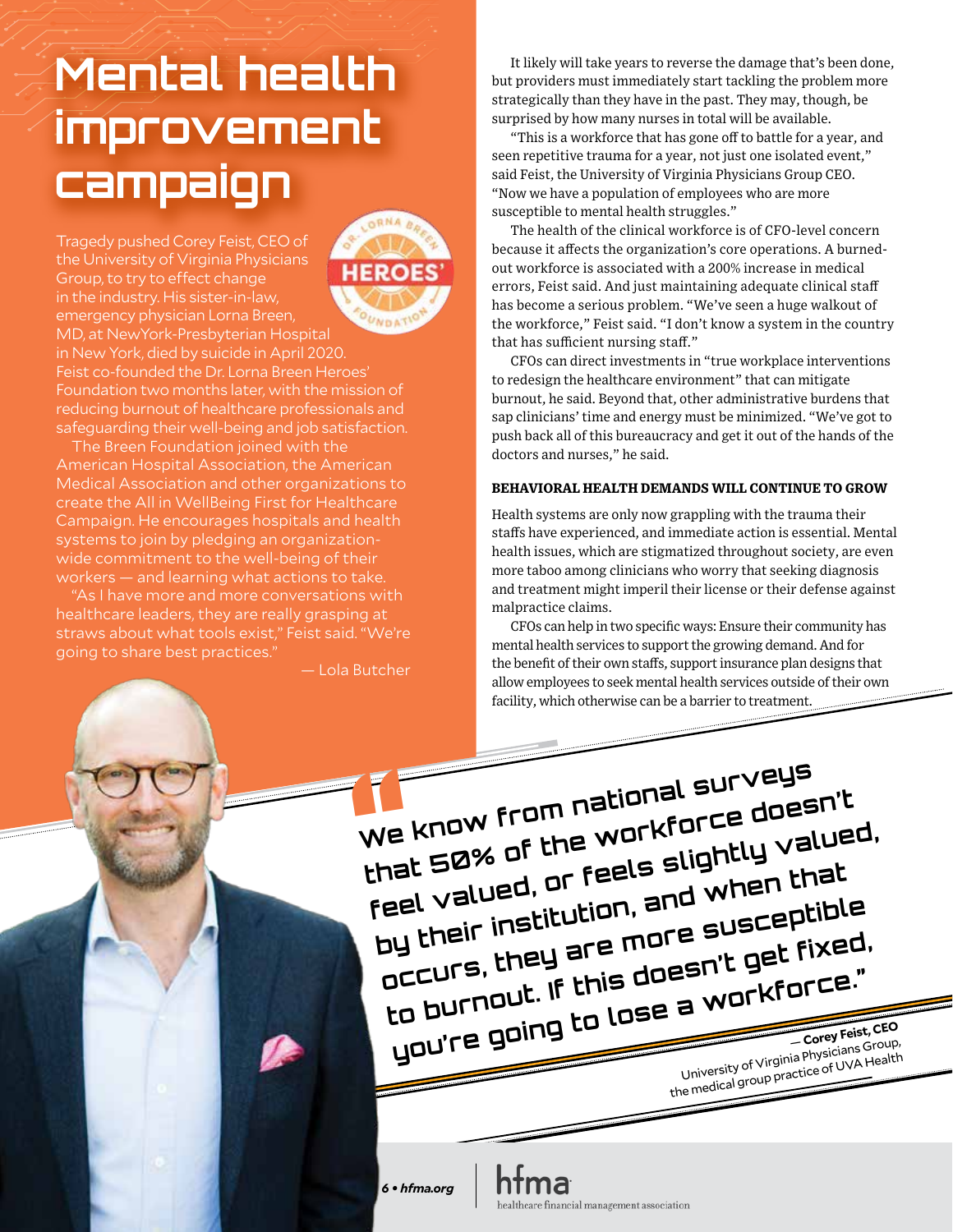# Mental health improvement campaign

Tragedy pushed Corey Feist, CEO of the University of Virginia Physicians Group, to try to effect change in the industry. His sister-in-law, emergency physician Lorna Breen, MD, at NewYork-Presbyterian Hospital in New York, died by suicide in April 2020. Feist co-founded the Dr. Lorna Breen Heroes' Foundation two months later, with the mission of reducing burnout of healthcare professionals and safeguarding their well-being and job satisfaction.

The Breen Foundation joined with the American Hospital Association, the American Medical Association and other organizations to create the All in WellBeing First for Healthcare Campaign. He encourages hospitals and health systems to join by pledging an organization-wide commitment to the well-being of their workers — and learning what actions to take.

"As I have more and more conversations with healthcare leaders, they are really grasping at straws about what tools exist," Feist said. "We're going to share best practices."

— Lola Butcher

It likely will take years to reverse the damage that's been done, but providers must immediately start tackling the problem more strategically than they have in the past. They may, though, be surprised by how many nurses in total will be available.

"This is a workforce that has gone off to battle for a year, and seen repetitive trauma for a year, not just one isolated event," said Feist, the University of Virginia Physicians Group CEO. "Now we have a population of employees who are more susceptible to mental health struggles."

The health of the clinical workforce is of CFO-level concern because it affects the organization's core operations. A burned-out workforce is associated with a 200% increase in medical errors, Feist said. And just maintaining adequate clinical staff has become a serious problem. "We've seen a huge walkout of the workforce," Feist said. "I don't know a system in the country that has sufficient nursing staff."

CFOs can direct investments in "true workplace interventions to redesign the healthcare environment" that can mitigate burnout, he said. Beyond that, other administrative burdens that sap clinicians' time and energy must be minimized. "We've got to push back all of this bureaucracy and get it out of the hands of the doctors and nurses," he said.

### BEHAVIORAL HEALTH DEMANDS WILL CONTINUE TO GROW

Health systems are only now grappling with the trauma their staffs have experienced, and immediate action is essential. Mental health issues, which are stigmatized throughout society, are even more taboo among clinicians who worry that seeking diagnosis and treatment might imperil their license or their defense against malpractice claims.

CFOs can help in two specific ways: Ensure their community has mental health services to support the growing demand. And for the benefit of their own staffs, support insurance plan designs that allow employees to seek mental health services outside of their own facility, which otherwise can be a barrier to treatment.

> "We know from national surveys that 50% of the workforce doesn't feel valued, or feels slightly valued, by their institution, and when that occurs, they are more susceptible to burnout. If this doesn't get fixed, you're going to lose a workforce."
>
> — **Corey Feist, CEO** University of Virginia Physicians Group, the medical group practice of UVA Health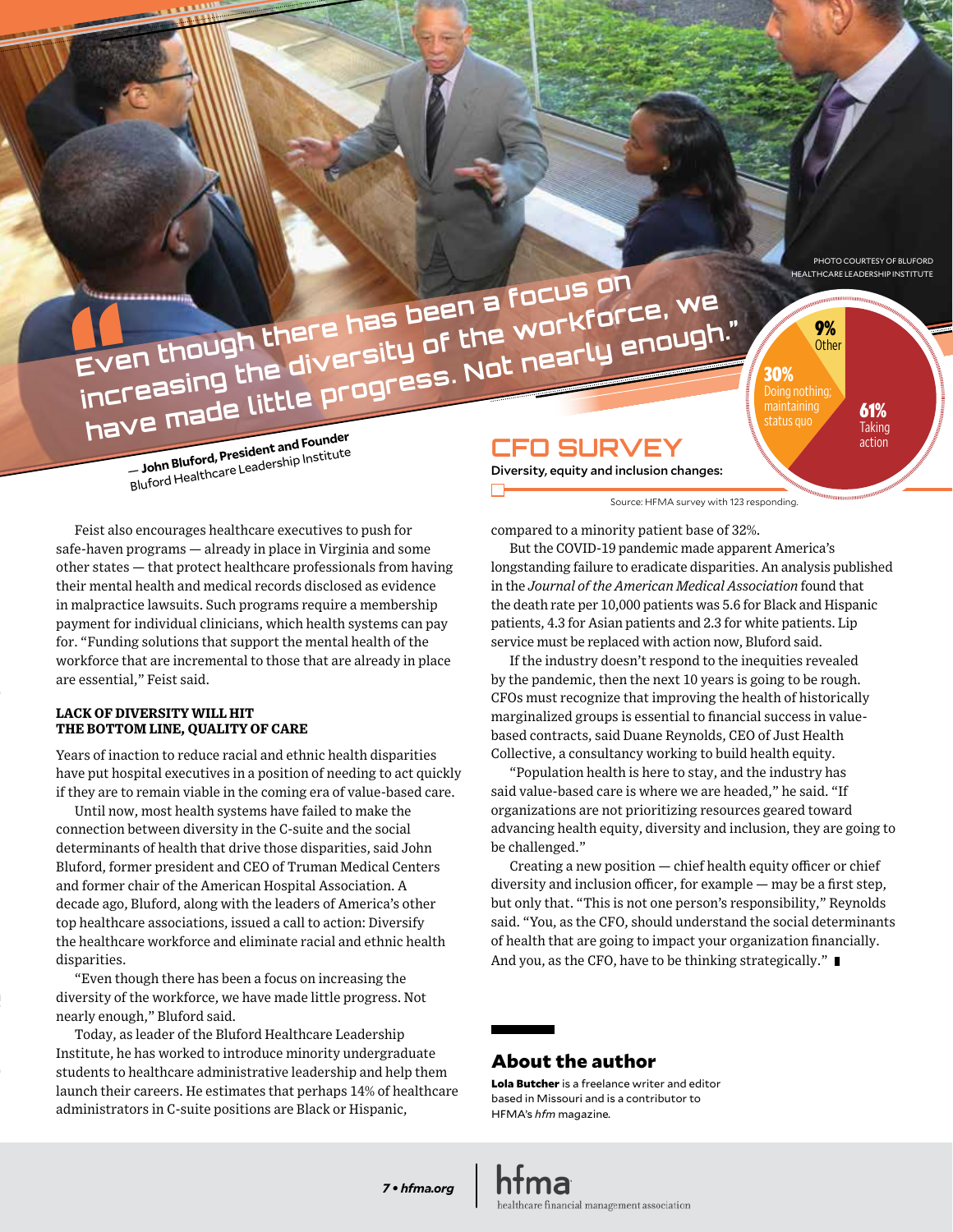PHOTO COURTESY OF BLUFORD HEALTHCARE LEADERSHIP INSTITUTE

> "Even though there has been a focus on increasing the diversity of the workforce, we have made little progress. Not nearly enough."
>
> **— John Bluford, President and Founder**
> Bluford Healthcare Leadership Institute

## CFO SURVEY

Diversity, equity and inclusion changes:

9% Other

30% Doing nothing; maintaining status quo

61% Taking action

Source: HFMA survey with 123 responding.

Feist also encourages healthcare executives to push for safe-haven programs — already in place in Virginia and some other states — that protect healthcare professionals from having their mental health and medical records disclosed as evidence in malpractice lawsuits. Such programs require a membership payment for individual clinicians, which health systems can pay for. "Funding solutions that support the mental health of the workforce that are incremental to those that are already in place are essential," Feist said.

### LACK OF DIVERSITY WILL HIT THE BOTTOM LINE, QUALITY OF CARE

Years of inaction to reduce racial and ethnic health disparities have put hospital executives in a position of needing to act quickly if they are to remain viable in the coming era of value-based care.

Until now, most health systems have failed to make the connection between diversity in the C-suite and the social determinants of health that drive those disparities, said John Bluford, former president and CEO of Truman Medical Centers and former chair of the American Hospital Association. A decade ago, Bluford, along with the leaders of America's other top healthcare associations, issued a call to action: Diversify the healthcare workforce and eliminate racial and ethnic health disparities.

"Even though there has been a focus on increasing the diversity of the workforce, we have made little progress. Not nearly enough," Bluford said.

Today, as leader of the Bluford Healthcare Leadership Institute, he has worked to introduce minority undergraduate students to healthcare administrative leadership and help them launch their careers. He estimates that perhaps 14% of healthcare administrators in C-suite positions are Black or Hispanic, compared to a minority patient base of 32%.

But the COVID-19 pandemic made apparent America's longstanding failure to eradicate disparities. An analysis published in the *Journal of the American Medical Association* found that the death rate per 10,000 patients was 5.6 for Black and Hispanic patients, 4.3 for Asian patients and 2.3 for white patients. Lip service must be replaced with action now, Bluford said.

If the industry doesn't respond to the inequities revealed by the pandemic, then the next 10 years is going to be rough. CFOs must recognize that improving the health of historically marginalized groups is essential to financial success in value-based contracts, said Duane Reynolds, CEO of Just Health Collective, a consultancy working to build health equity.

"Population health is here to stay, and the industry has said value-based care is where we are headed," he said. "If organizations are not prioritizing resources geared toward advancing health equity, diversity and inclusion, they are going to be challenged."

Creating a new position — chief health equity officer or chief diversity and inclusion officer, for example — may be a first step, but only that. "This is not one person's responsibility," Reynolds said. "You, as the CFO, should understand the social determinants of health that are going to impact your organization financially. And you, as the CFO, have to be thinking strategically."

## About the author

**Lola Butcher** is a freelance writer and editor based in Missouri and is a contributor to HFMA's *hfm* magazine.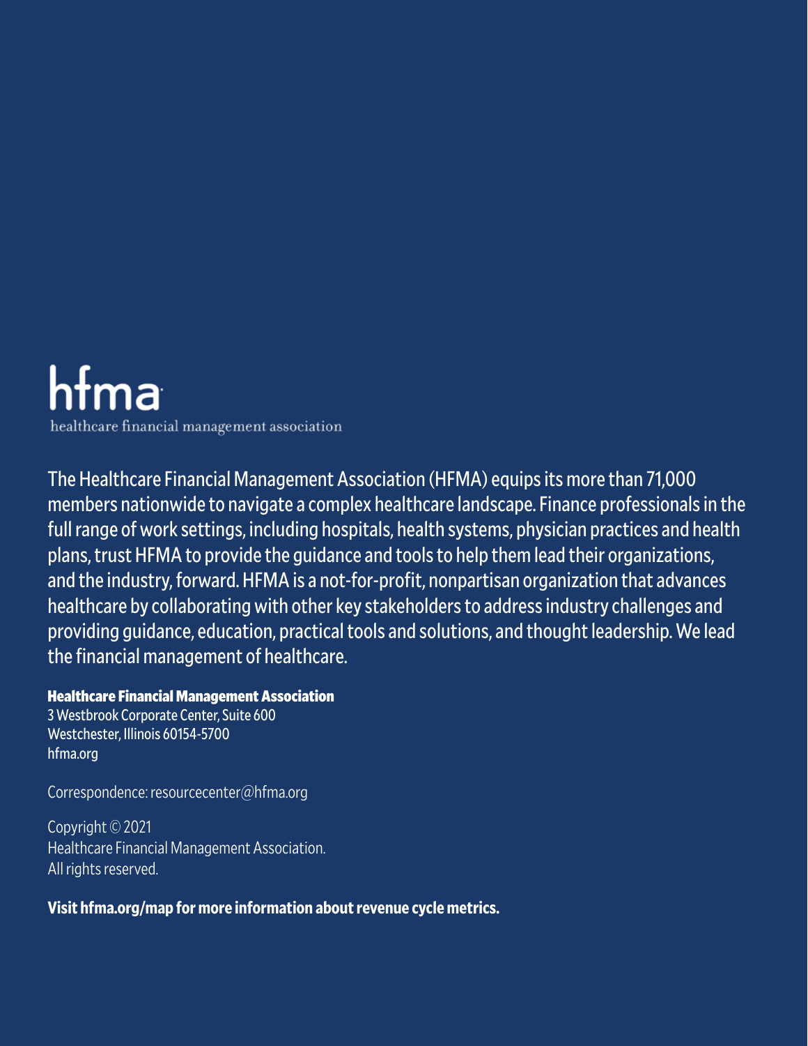hfma

healthcare financial management association

The Healthcare Financial Management Association (HFMA) equips its more than 71,000 members nationwide to navigate a complex healthcare landscape. Finance professionals in the full range of work settings, including hospitals, health systems, physician practices and health plans, trust HFMA to provide the guidance and tools to help them lead their organizations, and the industry, forward. HFMA is a not-for-profit, nonpartisan organization that advances healthcare by collaborating with other key stakeholders to address industry challenges and providing guidance, education, practical tools and solutions, and thought leadership. We lead the financial management of healthcare.

**Healthcare Financial Management Association**
3 Westbrook Corporate Center, Suite 600
Westchester, Illinois 60154-5700
hfma.org

Correspondence: resourcecenter@hfma.org

Copyright © 2021
Healthcare Financial Management Association.
All rights reserved.

**Visit hfma.org/map for more information about revenue cycle metrics.**